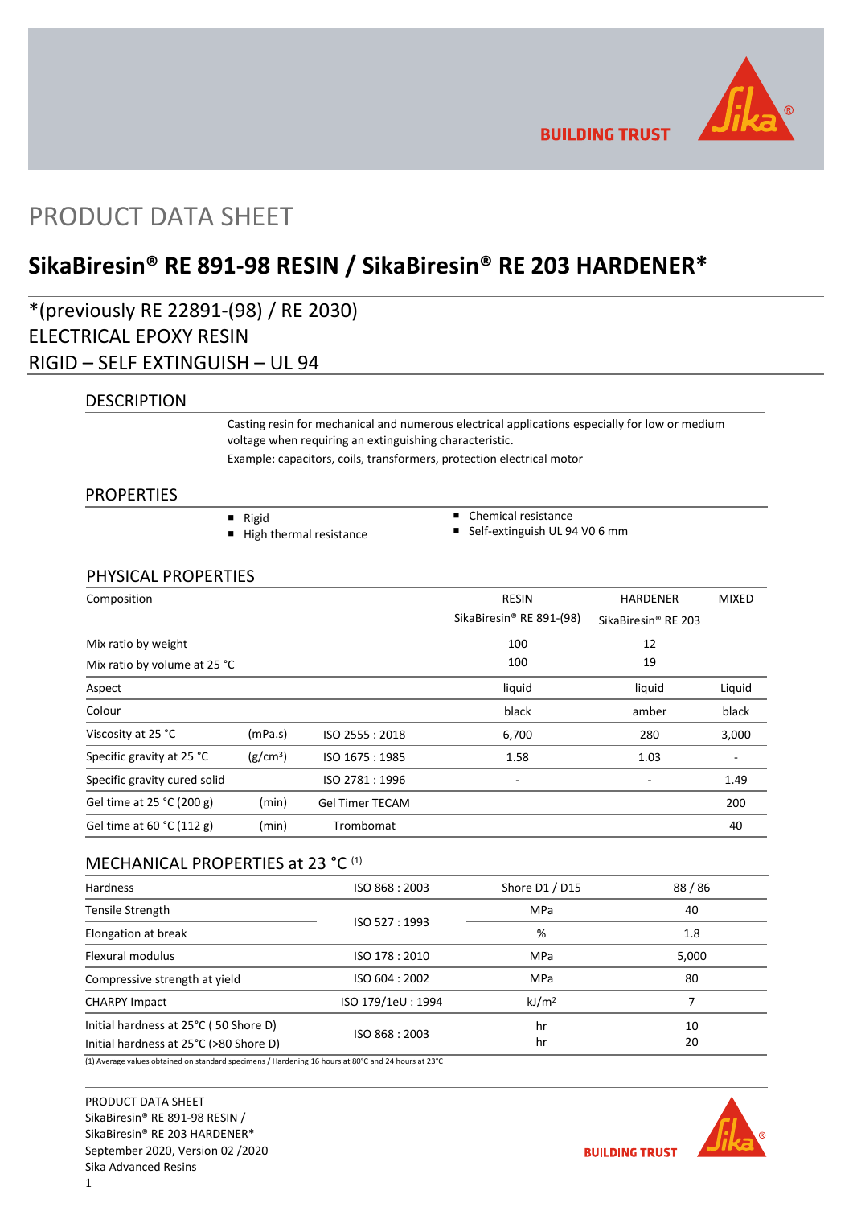# PRODUCT DATA SHEET

## SikaBiresin® RE 891-98 RESIN / SikaBiresin® RE 203 HARDENER*

*(previously RE 22891-(98) / RE 2030)
ELECTRICAL EPOXY RESIN
RIGID – SELF EXTINGUISH – UL 94

### DESCRIPTION

Casting resin for mechanical and numerous electrical applications especially for low or medium voltage when requiring an extinguishing characteristic.

Example: capacitors, coils, transformers, protection electrical motor

### PROPERTIES

- Rigid
- High thermal resistance
- Chemical resistance
- Self-extinguish UL 94 V0 6 mm

### PHYSICAL PROPERTIES

| Composition | | | RESIN SikaBiresin® RE 891-(98) | HARDENER SikaBiresin® RE 203 | MIXED |
|---|---|---|---|---|---|
| Mix ratio by weight | | | 100 | 12 | |
| Mix ratio by volume at 25 °C | | | 100 | 19 | |
| Aspect | | | liquid | liquid | Liquid |
| Colour | | | black | amber | black |
| Viscosity at 25 °C | (mPa.s) | ISO 2555 : 2018 | 6,700 | 280 | 3,000 |
| Specific gravity at 25 °C | (g/cm³) | ISO 1675 : 1985 | 1.58 | 1.03 | - |
| Specific gravity cured solid | | ISO 2781 : 1996 | - | - | 1.49 |
| Gel time at 25 °C (200 g) | (min) | Gel Timer TECAM | | | 200 |
| Gel time at 60 °C (112 g) | (min) | Trombomat | | | 40 |

### MECHANICAL PROPERTIES at 23 °C [1]

| Property | Standard | Unit | Value |
|---|---|---|---|
| Hardness | ISO 868 : 2003 | Shore D1 / D15 | 88 / 86 |
| Tensile Strength | ISO 527 : 1993 | MPa | 40 |
| Elongation at break | ISO 527 : 1993 | % | 1.8 |
| Flexural modulus | ISO 178 : 2010 | MPa | 5,000 |
| Compressive strength at yield | ISO 604 : 2002 | MPa | 80 |
| CHARPY Impact | ISO 179/1eU : 1994 | kJ/m² | 7 |
| Initial hardness at 25°C ( 50 Shore D) | ISO 868 : 2003 | hr | 10 |
| Initial hardness at 25°C (>80 Shore D) | ISO 868 : 2003 | hr | 20 |

(1) Average values obtained on standard specimens / Hardening 16 hours at 80°C and 24 hours at 23°C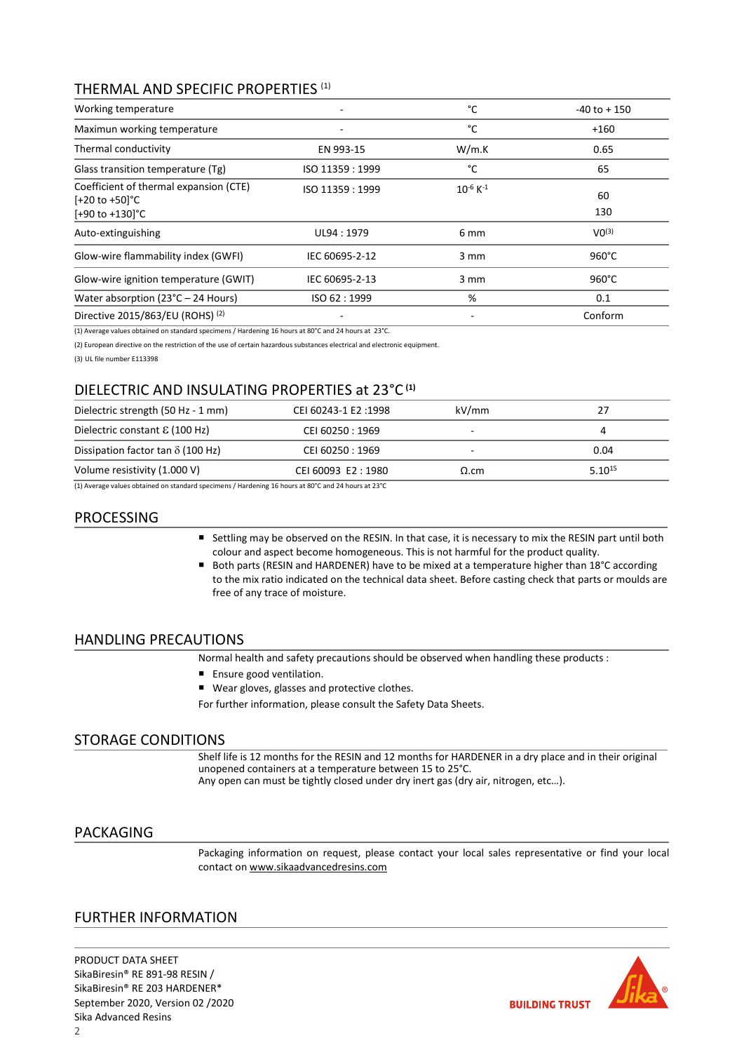## THERMAL AND SPECIFIC PROPERTIES [(1)]

| Property | Standard | Unit | Value |
|---|---|---|---|
| Working temperature | - | °C | -40 to + 150 |
| Maximun working temperature | - | °C | +160 |
| Thermal conductivity | EN 993-15 | W/m.K | 0.65 |
| Glass transition temperature (Tg) | ISO 11359 : 1999 | °C | 65 |
| Coefficient of thermal expansion (CTE)<br>[+20 to +50]°C<br>[+90 to +130]°C | ISO 11359 : 1999 | $10^{-6}$ $K^{-1}$ | <br>60<br>130 |
| Auto-extinguishing | UL94 : 1979 | 6 mm | V0[(3)] |
| Glow-wire flammability index (GWFI) | IEC 60695-2-12 | 3 mm | 960°C |
| Glow-wire ignition temperature (GWIT) | IEC 60695-2-13 | 3 mm | 960°C |
| Water absorption (23°C – 24 Hours) | ISO 62 : 1999 | % | 0.1 |
| Directive 2015/863/EU (ROHS) [(2)] | - | - | Conform |

(1) Average values obtained on standard specimens / Hardening 16 hours at 80°C and 24 hours at 23°C.

(2) European directive on the restriction of the use of certain hazardous substances electrical and electronic equipment.

(3) UL file number E113398

## DIELECTRIC AND INSULATING PROPERTIES at 23°C [(1)]

| Property | Standard | Unit | Value |
|---|---|---|---|
| Dielectric strength (50 Hz - 1 mm) | CEI 60243-1 E2 :1998 | kV/mm | 27 |
| Dielectric constant $\varepsilon$ (100 Hz) | CEI 60250 : 1969 | - | 4 |
| Dissipation factor tan $\delta$ (100 Hz) | CEI 60250 : 1969 | - | 0.04 |
| Volume resistivity (1.000 V) | CEI 60093 E2 : 1980 | Ω.cm | $5.10^{15}$ |

(1) Average values obtained on standard specimens / Hardening 16 hours at 80°C and 24 hours at 23°C

## PROCESSING

- Settling may be observed on the RESIN. In that case, it is necessary to mix the RESIN part until both colour and aspect become homogeneous. This is not harmful for the product quality.
- Both parts (RESIN and HARDENER) have to be mixed at a temperature higher than 18°C according to the mix ratio indicated on the technical data sheet. Before casting check that parts or moulds are free of any trace of moisture.

## HANDLING PRECAUTIONS

Normal health and safety precautions should be observed when handling these products :

- Ensure good ventilation.
- Wear gloves, glasses and protective clothes.

For further information, please consult the Safety Data Sheets.

## STORAGE CONDITIONS

Shelf life is 12 months for the RESIN and 12 months for HARDENER in a dry place and in their original unopened containers at a temperature between 15 to 25°C.
Any open can must be tightly closed under dry inert gas (dry air, nitrogen, etc...).

## PACKAGING

Packaging information on request, please contact your local sales representative or find your local contact on www.sikaadvancedresins.com

## FURTHER INFORMATION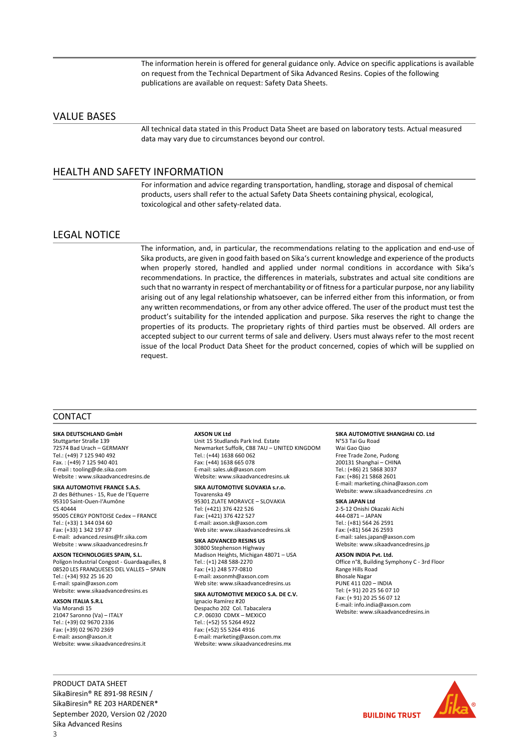The information herein is offered for general guidance only. Advice on specific applications is available on request from the Technical Department of Sika Advanced Resins. Copies of the following publications are available on request: Safety Data Sheets.

## VALUE BASES

All technical data stated in this Product Data Sheet are based on laboratory tests. Actual measured data may vary due to circumstances beyond our control.

## HEALTH AND SAFETY INFORMATION

For information and advice regarding transportation, handling, storage and disposal of chemical products, users shall refer to the actual Safety Data Sheets containing physical, ecological, toxicological and other safety-related data.

## LEGAL NOTICE

The information, and, in particular, the recommendations relating to the application and end-use of Sika products, are given in good faith based on Sika's current knowledge and experience of the products when properly stored, handled and applied under normal conditions in accordance with Sika's recommendations. In practice, the differences in materials, substrates and actual site conditions are such that no warranty in respect of merchantability or of fitness for a particular purpose, nor any liability arising out of any legal relationship whatsoever, can be inferred either from this information, or from any written recommendations, or from any other advice offered. The user of the product must test the product's suitability for the intended application and purpose. Sika reserves the right to change the properties of its products. The proprietary rights of third parties must be observed. All orders are accepted subject to our current terms of sale and delivery. Users must always refer to the most recent issue of the local Product Data Sheet for the product concerned, copies of which will be supplied on request.

## CONTACT

**SIKA DEUTSCHLAND GmbH**
Stuttgarter Straße 139
72574 Bad Urach – GERMANY
Tel.: (+49) 7 125 940 492
Fax. : (+49) 7 125 940 401
E-mail : tooling@de.sika.com
Website : www.sikaadvancedresins.de

**SIKA AUTOMOTIVE FRANCE S.A.S.**
ZI des Béthunes - 15, Rue de l'Equerre
95310 Saint-Ouen-l'Aumône
CS 40444
95005 CERGY PONTOISE Cedex – FRANCE
Tel.: (+33) 1 344 034 60
Fax: (+33) 1 342 197 87
E-mail: advanced.resins@fr.sika.com
Website : www.sikaadvancedresins.fr

**AXSON TECHNOLOGIES SPAIN, S.L.**
Polígon Industrial Congost - Guardaagulles, 8
08520 LES FRANQUESES DEL VALLES – SPAIN
Tel.: (+34) 932 25 16 20
E-mail: spain@axson.com
Website: www.sikaadvancedresins.es

**AXSON ITALIA S.R.L**
Via Morandi 15
21047 Saronno (Va) – ITALY
Tel.: (+39) 02 9670 2336
Fax: (+39) 02 9670 2369
E-mail: axson@axson.it
Website: www.sikaadvancedresins.it

**AXSON UK Ltd**
Unit 15 Studlands Park Ind. Estate
Newmarket Suffolk, CB8 7AU – UNITED KINGDOM
Tel.: (+44) 1638 660 062
Fax: (+44) 1638 665 078
E-mail: sales.uk@axson.com
Website: www.sikaadvancedresins.uk

**SIKA AUTOMOTIVE SLOVAKIA s.r.o.**
Tovarenska 49
95301 ZLATE MORAVCE – SLOVAKIA
Tel: (+421) 376 422 526
Fax: (+421) 376 422 527
E-mail: axson.sk@axson.com
Web site: www.sikaadvancedresins.sk

**SIKA ADVANCED RESINS US**
30800 Stephenson Highway
Madison Heights, Michigan 48071 – USA
Tel.: (+1) 248 588-2270
Fax: (+1) 248 577-0810
E-mail: axsonmh@axson.com
Web site: www.sikaadvancedresins.us

**SIKA AUTOMOTIVE MEXICO S.A. DE C.V.**
Ignacio Ramírez #20
Despacho 202 Col. Tabacalera
C.P. 06030 CDMX – MEXICO
Tel.: (+52) 55 5264 4922
Fax: (+52) 55 5264 4916
E-mail: marketing@axson.com.mx
Website: www.sikaadvancedresins.mx

**SIKA AUTOMOTIVE SHANGHAI CO. Ltd**
N°53 Tai Gu Road
Wai Gao Qiao
Free Trade Zone, Pudong
200131 Shanghai – CHINA
Tel.: (+86) 21 5868 3037
Fax: (+86) 21 5868 2601
E-mail: marketing.china@axson.com
Website: www.sikaadvancedresins .cn

**SIKA JAPAN Ltd**
2-5-12 Onishi Okazaki Aichi
444-0871 – JAPAN
Tel.: (+81) 564 26 2591
Fax: (+81) 564 26 2593
E-mail: sales.japan@axson.com
Website: www.sikaadvancedresins.jp

**AXSON INDIA Pvt. Ltd.**
Office n°8, Building Symphony C - 3rd Floor
Range Hills Road
Bhosale Nagar
PUNE 411 020 – INDIA
Tel: (+ 91) 20 25 56 07 10
Fax: (+ 91) 20 25 56 07 12
E-mail: info.india@axson.com
Website: www.sikaadvancedresins.in

PRODUCT DATA SHEET
SikaBiresin® RE 891-98 RESIN /
SikaBiresin® RE 203 HARDENER*
September 2020, Version 02 /2020
Sika Advanced Resins